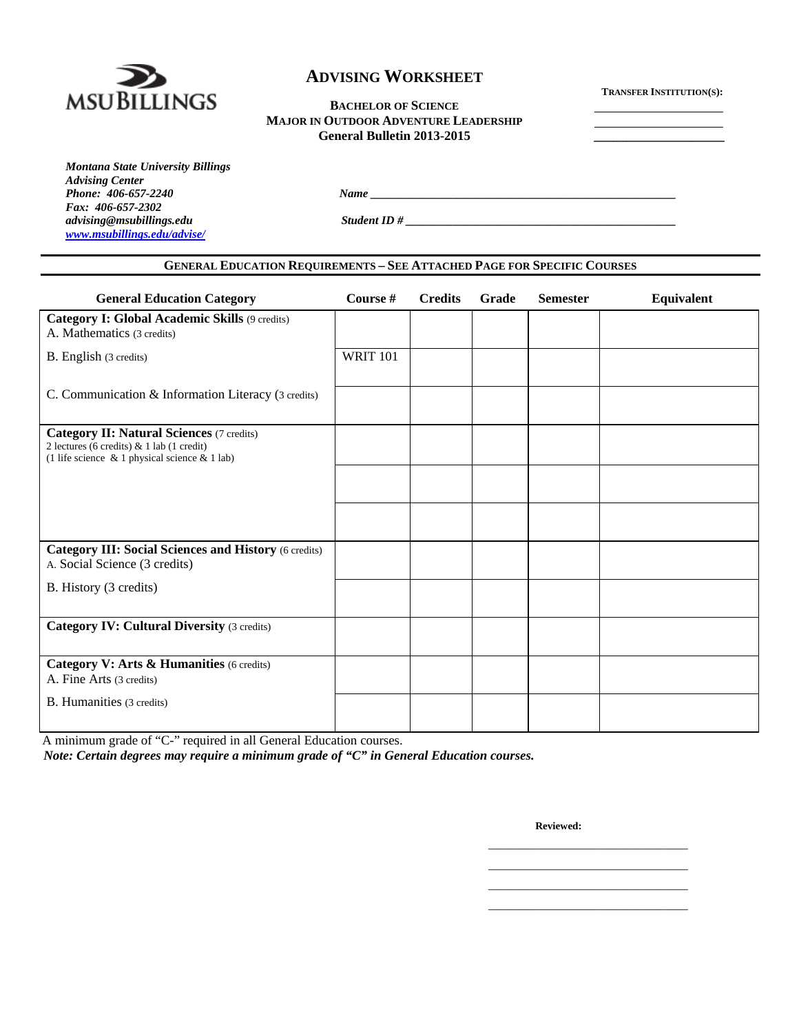MSU BILLINGS

# ADVISING WORKSHEET

**BACHELOR OF SCIENCE**
**MAJOR IN OUTDOOR ADVENTURE LEADERSHIP**
**General Bulletin 2013-2015**

**TRANSFER INSTITUTION(S):**

______________________

______________________

______________________

***Montana State University Billings***
***Advising Center***
***Phone: 406-657-2240***
***Fax: 406-657-2302***
***advising@msubillings.edu***
***www.msubillings.edu/advise/***

***Name*** ______________________________________________

***Student ID #*** __________________________________________

## GENERAL EDUCATION REQUIREMENTS – SEE ATTACHED PAGE FOR SPECIFIC COURSES

| General Education Category | Course # | Credits | Grade | Semester | Equivalent |
|---|---|---|---|---|---|
| **Category I: Global Academic Skills** (9 credits) A. Mathematics (3 credits) | | | | | |
| B. English (3 credits) | WRIT 101 | | | | |
| C. Communication & Information Literacy (3 credits) | | | | | |
| **Category II: Natural Sciences** (7 credits) 2 lectures (6 credits) & 1 lab (1 credit) (1 life science & 1 physical science & 1 lab) | | | | | |
| | | | | | |
| | | | | | |
| **Category III: Social Sciences and History** (6 credits) A. Social Science (3 credits) | | | | | |
| B. History (3 credits) | | | | | |
| **Category IV: Cultural Diversity** (3 credits) | | | | | |
| **Category V: Arts & Humanities** (6 credits) A. Fine Arts (3 credits) | | | | | |
| B. Humanities (3 credits) | | | | | |

A minimum grade of "C-" required in all General Education courses.
***Note: Certain degrees may require a minimum grade of "C" in General Education courses.***

**Reviewed:**

______________________________

______________________________

______________________________

______________________________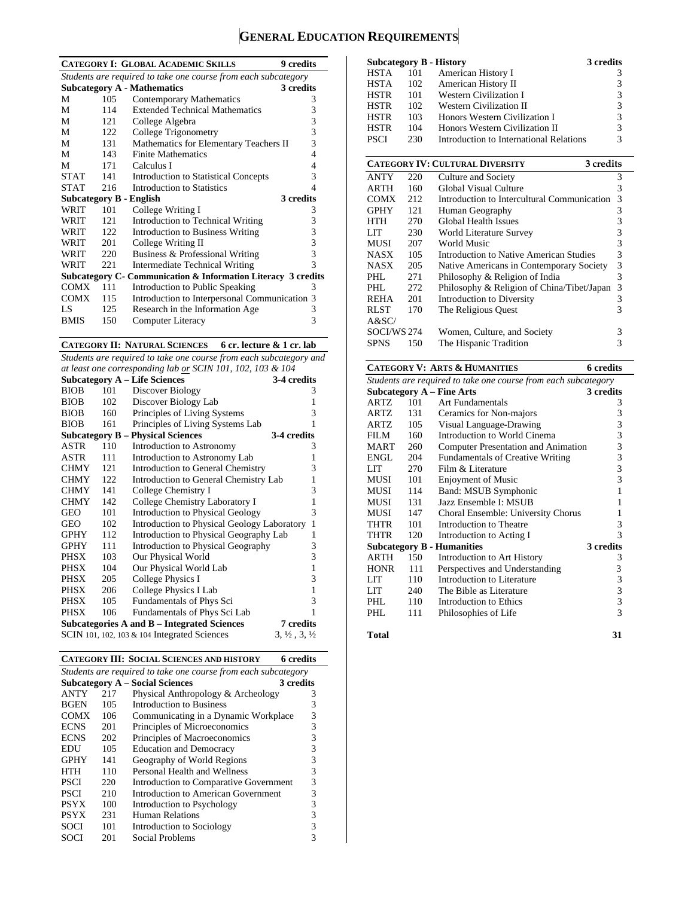# General Education Requirements

## Category I: Global Academic Skills — 9 credits

*Students are required to take one course from each subcategory*

| Subcategory A - Mathematics | | | 3 credits |
|---|---|---|---|
| M | 105 | Contemporary Mathematics | 3 |
| M | 114 | Extended Technical Mathematics | 3 |
| M | 121 | College Algebra | 3 |
| M | 122 | College Trigonometry | 3 |
| M | 131 | Mathematics for Elementary Teachers II | 3 |
| M | 143 | Finite Mathematics | 4 |
| M | 171 | Calculus I | 4 |
| STAT | 141 | Introduction to Statistical Concepts | 3 |
| STAT | 216 | Introduction to Statistics | 4 |
| **Subcategory B - English** | | | **3 credits** |
| WRIT | 101 | College Writing I | 3 |
| WRIT | 121 | Introduction to Technical Writing | 3 |
| WRIT | 122 | Introduction to Business Writing | 3 |
| WRIT | 201 | College Writing II | 3 |
| WRIT | 220 | Business & Professional Writing | 3 |
| WRIT | 221 | Intermediate Technical Writing | 3 |
| **Subcategory C- Communication & Information Literacy** | | | **3 credits** |
| COMX | 111 | Introduction to Public Speaking | 3 |
| COMX | 115 | Introduction to Interpersonal Communication | 3 |
| LS | 125 | Research in the Information Age | 3 |
| BMIS | 150 | Computer Literacy | 3 |

## Category II: Natural Sciences — 6 cr. lecture & 1 cr. lab

*Students are required to take one course from each subcategory and at least one corresponding lab or SCIN 101, 102, 103 & 104*

| Subcategory A – Life Sciences | | | 3-4 credits |
|---|---|---|---|
| BIOB | 101 | Discover Biology | 3 |
| BIOB | 102 | Discover Biology Lab | 1 |
| BIOB | 160 | Principles of Living Systems | 3 |
| BIOB | 161 | Principles of Living Systems Lab | 1 |
| **Subcategory B – Physical Sciences** | | | **3-4 credits** |
| ASTR | 110 | Introduction to Astronomy | 3 |
| ASTR | 111 | Introduction to Astronomy Lab | 1 |
| CHMY | 121 | Introduction to General Chemistry | 3 |
| CHMY | 122 | Introduction to General Chemistry Lab | 1 |
| CHMY | 141 | College Chemistry I | 3 |
| CHMY | 142 | College Chemistry Laboratory I | 1 |
| GEO | 101 | Introduction to Physical Geology | 3 |
| GEO | 102 | Introduction to Physical Geology Laboratory | 1 |
| GPHY | 112 | Introduction to Physical Geography Lab | 1 |
| GPHY | 111 | Introduction to Physical Geography | 3 |
| PHSX | 103 | Our Physical World | 3 |
| PHSX | 104 | Our Physical World Lab | 1 |
| PHSX | 205 | College Physics I | 3 |
| PHSX | 206 | College Physics I Lab | 1 |
| PHSX | 105 | Fundamentals of Phys Sci | 3 |
| PHSX | 106 | Fundamentals of Phys Sci Lab | 1 |
| **Subcategories A and B – Integrated Sciences** | | | **7 credits** |
| SCIN 101, 102, 103 & 104 Integrated Sciences | | | 3, ½ , 3, ½ |

## Category III: Social Sciences and History — 6 credits

*Students are required to take one course from each subcategory*

| Subcategory A – Social Sciences | | | 3 credits |
|---|---|---|---|
| ANTY | 217 | Physical Anthropology & Archeology | 3 |
| BGEN | 105 | Introduction to Business | 3 |
| COMX | 106 | Communicating in a Dynamic Workplace | 3 |
| ECNS | 201 | Principles of Microeconomics | 3 |
| ECNS | 202 | Principles of Macroeconomics | 3 |
| EDU | 105 | Education and Democracy | 3 |
| GPHY | 141 | Geography of World Regions | 3 |
| HTH | 110 | Personal Health and Wellness | 3 |
| PSCI | 220 | Introduction to Comparative Government | 3 |
| PSCI | 210 | Introduction to American Government | 3 |
| PSYX | 100 | Introduction to Psychology | 3 |
| PSYX | 231 | Human Relations | 3 |
| SOCI | 101 | Introduction to Sociology | 3 |
| SOCI | 201 | Social Problems | 3 |
| **Subcategory B - History** | | | **3 credits** |
| HSTA | 101 | American History I | 3 |
| HSTA | 102 | American History II | 3 |
| HSTR | 101 | Western Civilization I | 3 |
| HSTR | 102 | Western Civilization II | 3 |
| HSTR | 103 | Honors Western Civilization I | 3 |
| HSTR | 104 | Honors Western Civilization II | 3 |
| PSCI | 230 | Introduction to International Relations | 3 |

## Category IV: Cultural Diversity — 3 credits

| | | | |
|---|---|---|---|
| ANTY | 220 | Culture and Society | 3 |
| ARTH | 160 | Global Visual Culture | 3 |
| COMX | 212 | Introduction to Intercultural Communication | 3 |
| GPHY | 121 | Human Geography | 3 |
| HTH | 270 | Global Health Issues | 3 |
| LIT | 230 | World Literature Survey | 3 |
| MUSI | 207 | World Music | 3 |
| NASX | 105 | Introduction to Native American Studies | 3 |
| NASX | 205 | Native Americans in Contemporary Society | 3 |
| PHL | 271 | Philosophy & Religion of India | 3 |
| PHL | 272 | Philosophy & Religion of China/Tibet/Japan | 3 |
| REHA | 201 | Introduction to Diversity | 3 |
| RLST | 170 | The Religious Quest | 3 |
| A&SC/SOCI/WS | 274 | Women, Culture, and Society | 3 |
| SPNS | 150 | The Hispanic Tradition | 3 |

## Category V: Arts & Humanities — 6 credits

*Students are required to take one course from each subcategory*

| Subcategory A – Fine Arts | | | 3 credits |
|---|---|---|---|
| ARTZ | 101 | Art Fundamentals | 3 |
| ARTZ | 131 | Ceramics for Non-majors | 3 |
| ARTZ | 105 | Visual Language-Drawing | 3 |
| FILM | 160 | Introduction to World Cinema | 3 |
| MART | 260 | Computer Presentation and Animation | 3 |
| ENGL | 204 | Fundamentals of Creative Writing | 3 |
| LIT | 270 | Film & Literature | 3 |
| MUSI | 101 | Enjoyment of Music | 3 |
| MUSI | 114 | Band: MSUB Symphonic | 1 |
| MUSI | 131 | Jazz Ensemble I: MSUB | 1 |
| MUSI | 147 | Choral Ensemble: University Chorus | 1 |
| THTR | 101 | Introduction to Theatre | 3 |
| THTR | 120 | Introduction to Acting I | 3 |
| **Subcategory B - Humanities** | | | **3 credits** |
| ARTH | 150 | Introduction to Art History | 3 |
| HONR | 111 | Perspectives and Understanding | 3 |
| LIT | 110 | Introduction to Literature | 3 |
| LIT | 240 | The Bible as Literature | 3 |
| PHL | 110 | Introduction to Ethics | 3 |
| PHL | 111 | Philosophies of Life | 3 |

**Total — 31**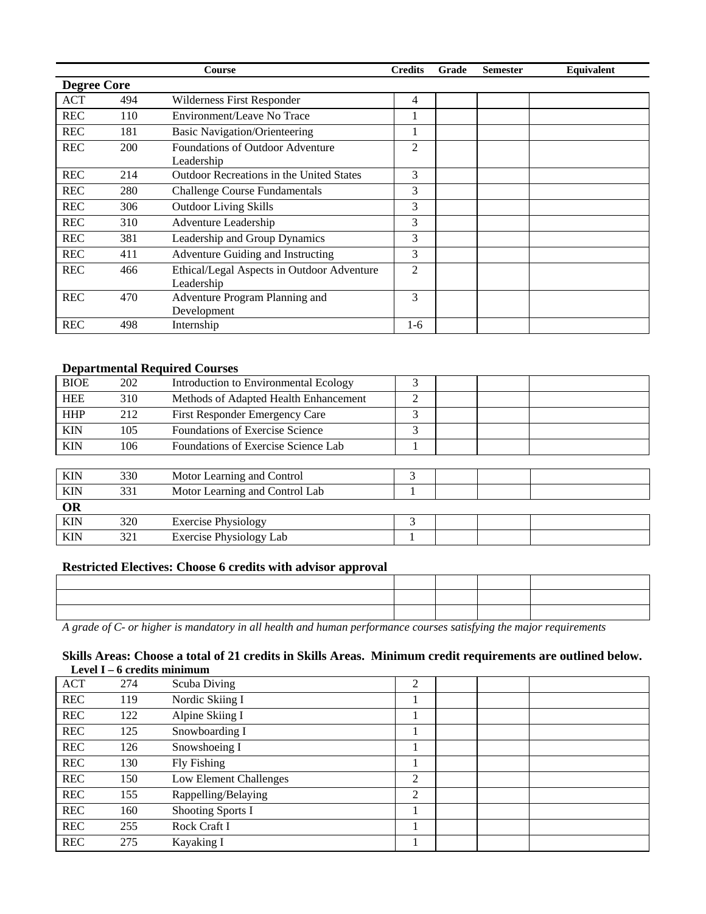| | | Course | Credits | Grade | Semester | Equivalent |
|---|---|---|---|---|---|---|
| **Degree Core** | | | | | | |
| ACT | 494 | Wilderness First Responder | 4 | | | |
| REC | 110 | Environment/Leave No Trace | 1 | | | |
| REC | 181 | Basic Navigation/Orienteering | 1 | | | |
| REC | 200 | Foundations of Outdoor Adventure Leadership | 2 | | | |
| REC | 214 | Outdoor Recreations in the United States | 3 | | | |
| REC | 280 | Challenge Course Fundamentals | 3 | | | |
| REC | 306 | Outdoor Living Skills | 3 | | | |
| REC | 310 | Adventure Leadership | 3 | | | |
| REC | 381 | Leadership and Group Dynamics | 3 | | | |
| REC | 411 | Adventure Guiding and Instructing | 3 | | | |
| REC | 466 | Ethical/Legal Aspects in Outdoor Adventure Leadership | 2 | | | |
| REC | 470 | Adventure Program Planning and Development | 3 | | | |
| REC | 498 | Internship | 1-6 | | | |

**Departmental Required Courses**

| | | Course | Credits | Grade | Semester | Equivalent |
|---|---|---|---|---|---|---|
| BIOE | 202 | Introduction to Environmental Ecology | 3 | | | |
| HEE | 310 | Methods of Adapted Health Enhancement | 2 | | | |
| HHP | 212 | First Responder Emergency Care | 3 | | | |
| KIN | 105 | Foundations of Exercise Science | 3 | | | |
| KIN | 106 | Foundations of Exercise Science Lab | 1 | | | |
| KIN | 330 | Motor Learning and Control | 3 | | | |
| KIN | 331 | Motor Learning and Control Lab | 1 | | | |
| **OR** | | | | | | |
| KIN | 320 | Exercise Physiology | 3 | | | |
| KIN | 321 | Exercise Physiology Lab | 1 | | | |

**Restricted Electives: Choose 6 credits with advisor approval**

| Course | Credits | Grade | Semester | Equivalent |
|---|---|---|---|---|
| | | | | |
| | | | | |
| | | | | |

*A grade of C- or higher is mandatory in all health and human performance courses satisfying the major requirements*

**Skills Areas: Choose a total of 21 credits in Skills Areas. Minimum credit requirements are outlined below.**

**Level I – 6 credits minimum**

| | | Course | Credits | Grade | Semester | Equivalent |
|---|---|---|---|---|---|---|
| ACT | 274 | Scuba Diving | 2 | | | |
| REC | 119 | Nordic Skiing I | 1 | | | |
| REC | 122 | Alpine Skiing I | 1 | | | |
| REC | 125 | Snowboarding I | 1 | | | |
| REC | 126 | Snowshoeing I | 1 | | | |
| REC | 130 | Fly Fishing | 1 | | | |
| REC | 150 | Low Element Challenges | 2 | | | |
| REC | 155 | Rappelling/Belaying | 2 | | | |
| REC | 160 | Shooting Sports I | 1 | | | |
| REC | 255 | Rock Craft I | 1 | | | |
| REC | 275 | Kayaking I | 1 | | | |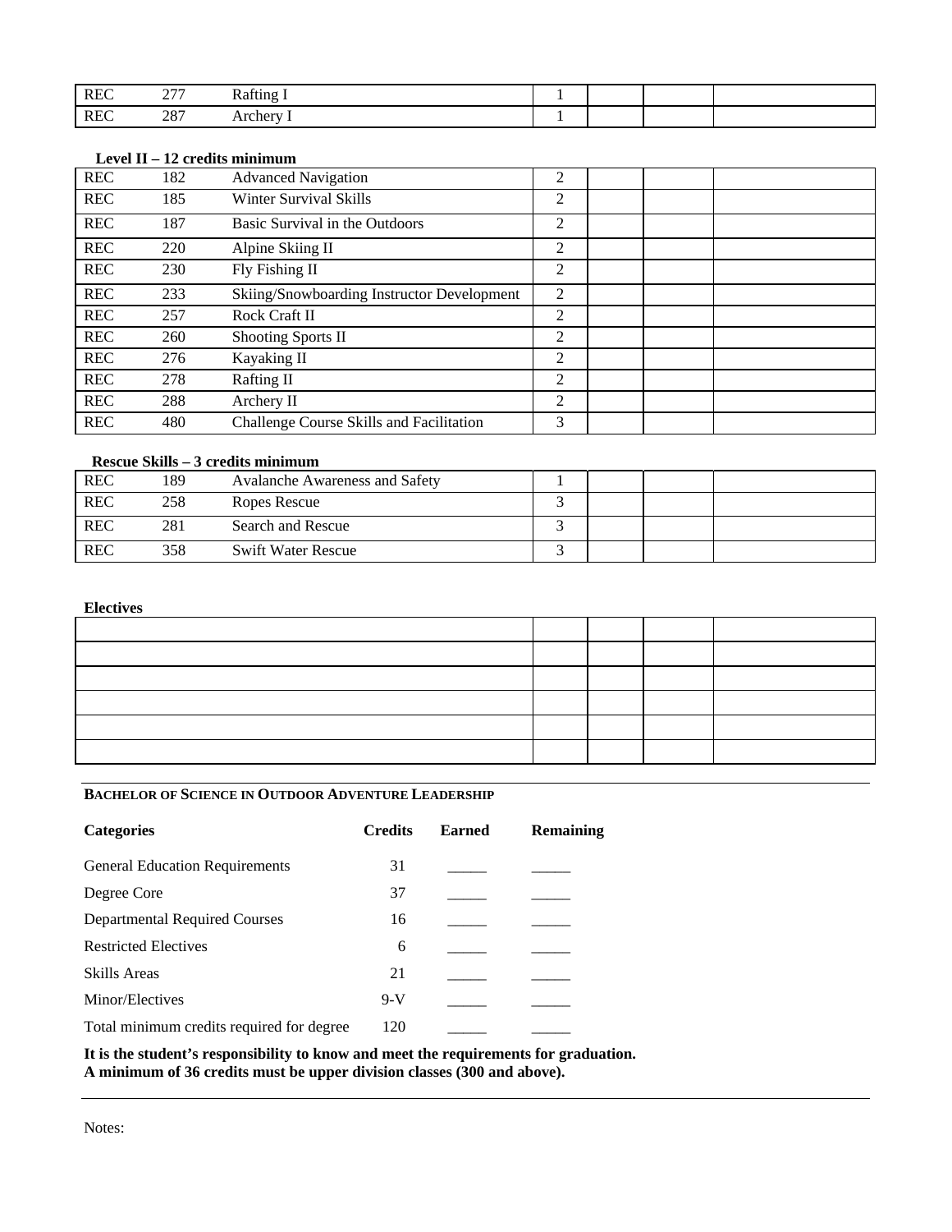| | | | | | | |
|---|---|---|---|---|---|---|
| REC | 277 | Rafting I | 1 | | | |
| REC | 287 | Archery I | 1 | | | |

**Level II – 12 credits minimum**

| | | | | | | |
|---|---|---|---|---|---|---|
| REC | 182 | Advanced Navigation | 2 | | | |
| REC | 185 | Winter Survival Skills | 2 | | | |
| REC | 187 | Basic Survival in the Outdoors | 2 | | | |
| REC | 220 | Alpine Skiing II | 2 | | | |
| REC | 230 | Fly Fishing II | 2 | | | |
| REC | 233 | Skiing/Snowboarding Instructor Development | 2 | | | |
| REC | 257 | Rock Craft II | 2 | | | |
| REC | 260 | Shooting Sports II | 2 | | | |
| REC | 276 | Kayaking II | 2 | | | |
| REC | 278 | Rafting II | 2 | | | |
| REC | 288 | Archery II | 2 | | | |
| REC | 480 | Challenge Course Skills and Facilitation | 3 | | | |

**Rescue Skills – 3 credits minimum**

| | | | | | | |
|---|---|---|---|---|---|---|
| REC | 189 | Avalanche Awareness and Safety | 1 | | | |
| REC | 258 | Ropes Rescue | 3 | | | |
| REC | 281 | Search and Rescue | 3 | | | |
| REC | 358 | Swift Water Rescue | 3 | | | |

**Electives**

| | | | | |
|---|---|---|---|---|
| | | | | |
| | | | | |
| | | | | |
| | | | | |
| | | | | |
| | | | | |

**BACHELOR OF SCIENCE IN OUTDOOR ADVENTURE LEADERSHIP**

| **Categories** | **Credits** | **Earned** | **Remaining** |
|---|---|---|---|
| General Education Requirements | 31 | _____ | _____ |
| Degree Core | 37 | _____ | _____ |
| Departmental Required Courses | 16 | _____ | _____ |
| Restricted Electives | 6 | _____ | _____ |
| Skills Areas | 21 | _____ | _____ |
| Minor/Electives | 9-V | _____ | _____ |
| Total minimum credits required for degree | 120 | _____ | _____ |

**It is the student's responsibility to know and meet the requirements for graduation.**
**A minimum of 36 credits must be upper division classes (300 and above).**

Notes: